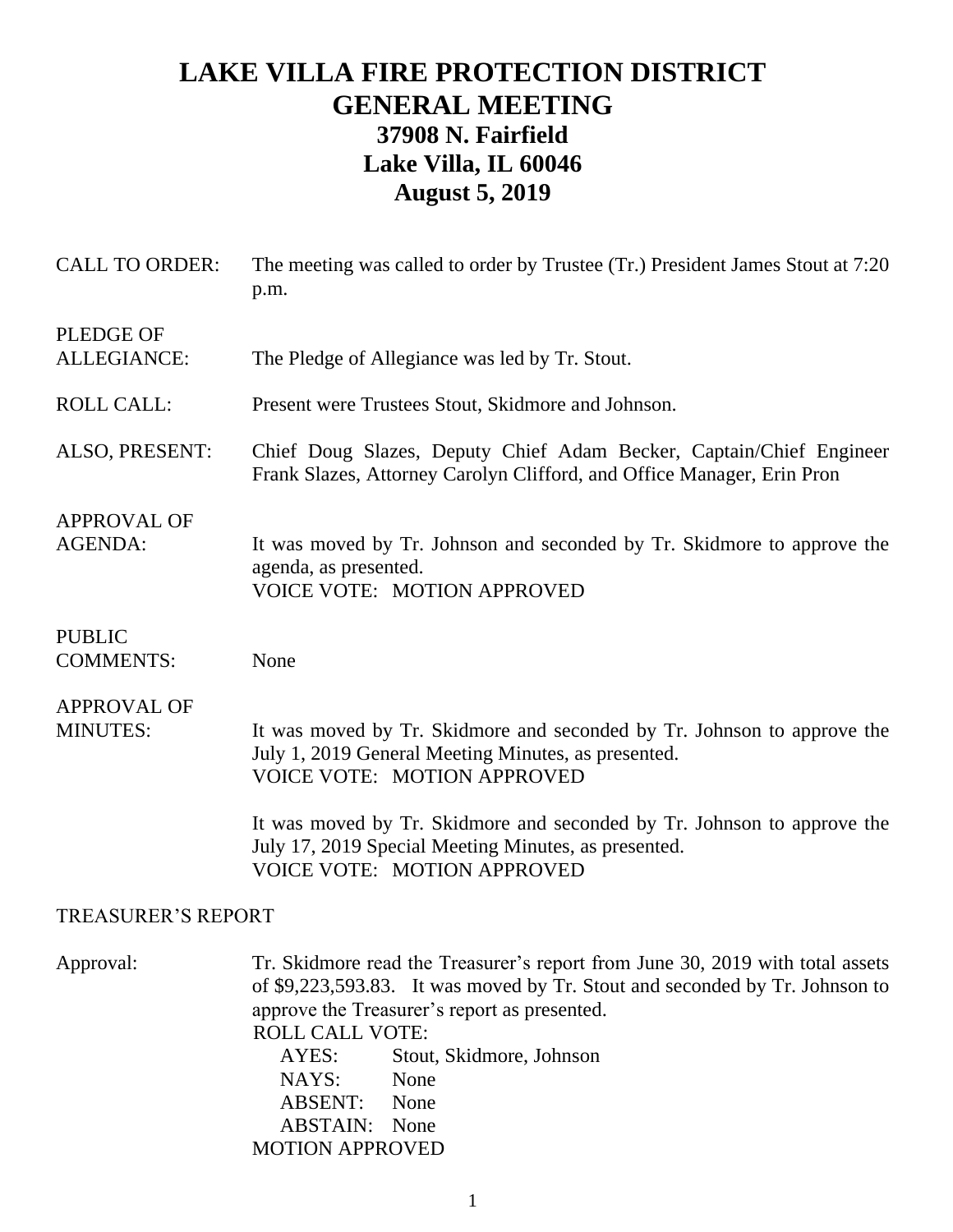# LAKE VILLA FIRE PROTECTION DISTRICT
# GENERAL MEETING
## 37908 N. Fairfield
## Lake Villa, IL 60046
## August 5, 2019

**CALL TO ORDER:** The meeting was called to order by Trustee (Tr.) President James Stout at 7:20 p.m.

**PLEDGE OF ALLEGIANCE:** The Pledge of Allegiance was led by Tr. Stout.

**ROLL CALL:** Present were Trustees Stout, Skidmore and Johnson.

**ALSO, PRESENT:** Chief Doug Slazes, Deputy Chief Adam Becker, Captain/Chief Engineer Frank Slazes, Attorney Carolyn Clifford, and Office Manager, Erin Pron

**APPROVAL OF AGENDA:** It was moved by Tr. Johnson and seconded by Tr. Skidmore to approve the agenda, as presented.
VOICE VOTE: MOTION APPROVED

**PUBLIC COMMENTS:** None

**APPROVAL OF MINUTES:** It was moved by Tr. Skidmore and seconded by Tr. Johnson to approve the July 1, 2019 General Meeting Minutes, as presented.
VOICE VOTE: MOTION APPROVED

It was moved by Tr. Skidmore and seconded by Tr. Johnson to approve the July 17, 2019 Special Meeting Minutes, as presented.
VOICE VOTE: MOTION APPROVED

## TREASURER'S REPORT

**Approval:** Tr. Skidmore read the Treasurer's report from June 30, 2019 with total assets of $9,223,593.83. It was moved by Tr. Stout and seconded by Tr. Johnson to approve the Treasurer's report as presented.

ROLL CALL VOTE:
- AYES: Stout, Skidmore, Johnson
- NAYS: None
- ABSENT: None
- ABSTAIN: None

MOTION APPROVED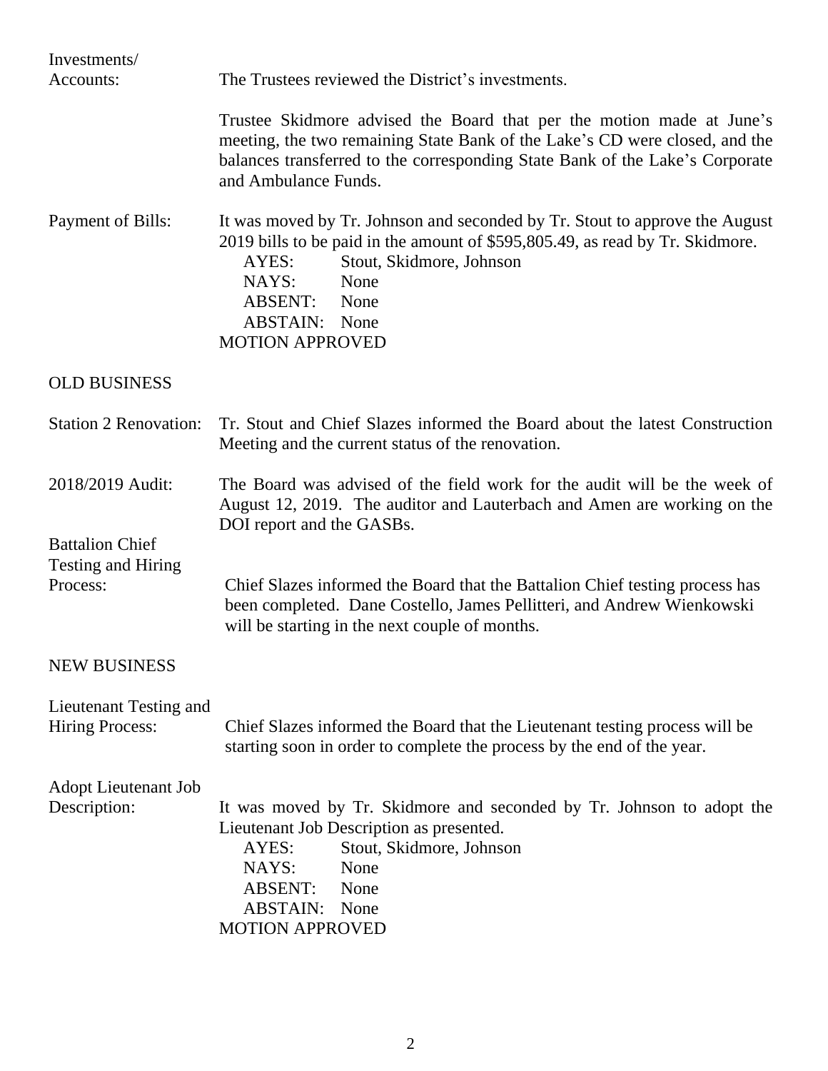**Investments/ Accounts:** The Trustees reviewed the District's investments.

Trustee Skidmore advised the Board that per the motion made at June's meeting, the two remaining State Bank of the Lake's CD were closed, and the balances transferred to the corresponding State Bank of the Lake's Corporate and Ambulance Funds.

**Payment of Bills:** It was moved by Tr. Johnson and seconded by Tr. Stout to approve the August 2019 bills to be paid in the amount of $595,805.49, as read by Tr. Skidmore.

AYES: Stout, Skidmore, Johnson
NAYS: None
ABSENT: None
ABSTAIN: None
MOTION APPROVED

## OLD BUSINESS

**Station 2 Renovation:** Tr. Stout and Chief Slazes informed the Board about the latest Construction Meeting and the current status of the renovation.

**2018/2019 Audit:** The Board was advised of the field work for the audit will be the week of August 12, 2019. The auditor and Lauterbach and Amen are working on the DOI report and the GASBs.

**Battalion Chief Testing and Hiring Process:** Chief Slazes informed the Board that the Battalion Chief testing process has been completed. Dane Costello, James Pellitteri, and Andrew Wienkowski will be starting in the next couple of months.

## NEW BUSINESS

**Lieutenant Testing and Hiring Process:** Chief Slazes informed the Board that the Lieutenant testing process will be starting soon in order to complete the process by the end of the year.

**Adopt Lieutenant Job Description:** It was moved by Tr. Skidmore and seconded by Tr. Johnson to adopt the Lieutenant Job Description as presented.

AYES: Stout, Skidmore, Johnson
NAYS: None
ABSENT: None
ABSTAIN: None
MOTION APPROVED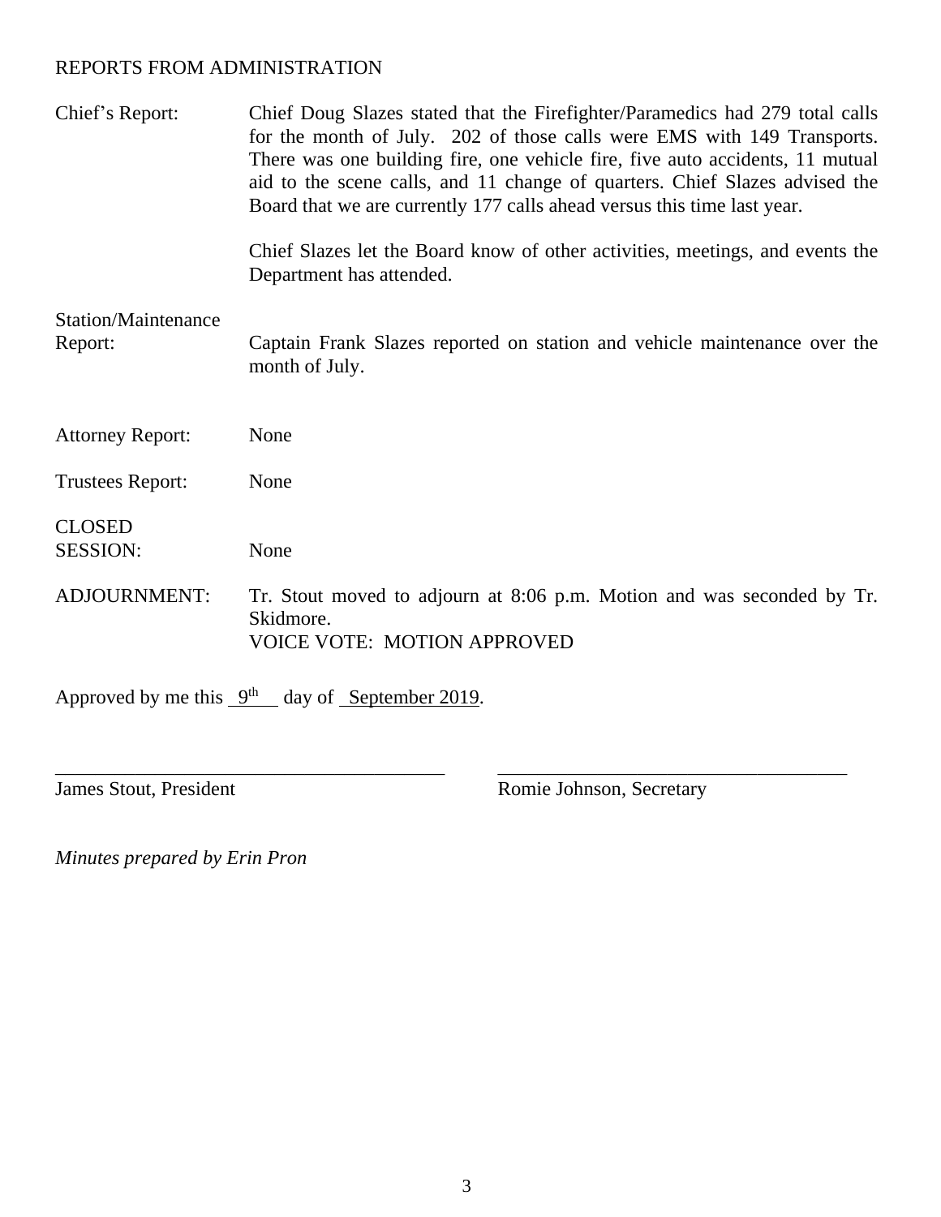REPORTS FROM ADMINISTRATION

Chief's Report: Chief Doug Slazes stated that the Firefighter/Paramedics had 279 total calls for the month of July. 202 of those calls were EMS with 149 Transports. There was one building fire, one vehicle fire, five auto accidents, 11 mutual aid to the scene calls, and 11 change of quarters. Chief Slazes advised the Board that we are currently 177 calls ahead versus this time last year.

Chief Slazes let the Board know of other activities, meetings, and events the Department has attended.

Station/Maintenance Report: Captain Frank Slazes reported on station and vehicle maintenance over the month of July.

Attorney Report: None

Trustees Report: None

CLOSED SESSION: None

ADJOURNMENT: Tr. Stout moved to adjourn at 8:06 p.m. Motion and was seconded by Tr. Skidmore.
VOICE VOTE: MOTION APPROVED

Approved by me this 9th day of September 2019.

\_\_\_\_\_\_\_\_\_\_\_\_\_\_\_\_\_\_\_\_\_\_\_\_\_\_\_\_\_\_\_\_\_\_\_\_\_\_\_\_
James Stout, President

\_\_\_\_\_\_\_\_\_\_\_\_\_\_\_\_\_\_\_\_\_\_\_\_\_\_\_\_\_\_\_\_\_\_\_\_\_\_\_\_
Romie Johnson, Secretary

*Minutes prepared by Erin Pron*